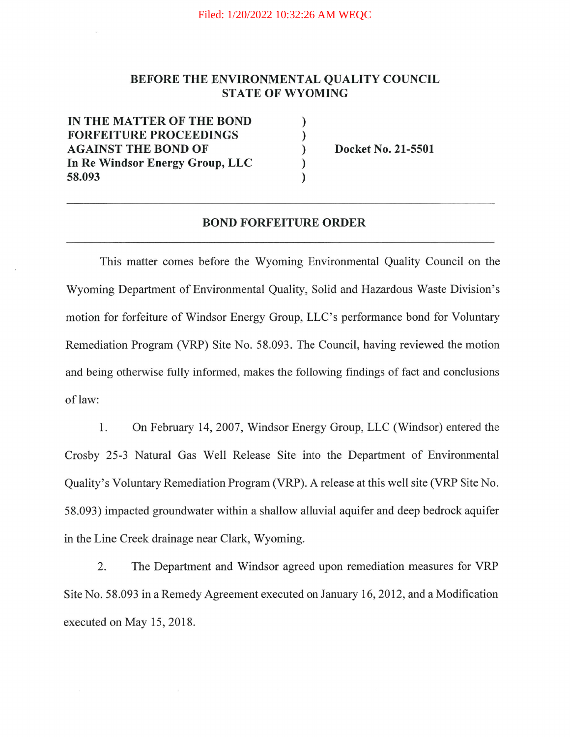Filed: 1/20/2022 10:32:26 AM WEQC

**BEFORE THE ENVIRONMENTAL QUALITY COUNCIL**
**STATE OF WYOMING**

| | | |
|---|---|---|
| **IN THE MATTER OF THE BOND** | ) | |
| **FORFEITURE PROCEEDINGS** | ) | |
| **AGAINST THE BOND OF** | ) | **Docket No. 21-5501** |
| **In Re Windsor Energy Group, LLC** | ) | |
| **58.093** | ) | |

---

## BOND FORFEITURE ORDER

---

This matter comes before the Wyoming Environmental Quality Council on the Wyoming Department of Environmental Quality, Solid and Hazardous Waste Division's motion for forfeiture of Windsor Energy Group, LLC's performance bond for Voluntary Remediation Program (VRP) Site No. 58.093. The Council, having reviewed the motion and being otherwise fully informed, makes the following findings of fact and conclusions of law:

1. On February 14, 2007, Windsor Energy Group, LLC (Windsor) entered the Crosby 25-3 Natural Gas Well Release Site into the Department of Environmental Quality's Voluntary Remediation Program (VRP). A release at this well site (VRP Site No. 58.093) impacted groundwater within a shallow alluvial aquifer and deep bedrock aquifer in the Line Creek drainage near Clark, Wyoming.

2. The Department and Windsor agreed upon remediation measures for VRP Site No. 58.093 in a Remedy Agreement executed on January 16, 2012, and a Modification executed on May 15, 2018.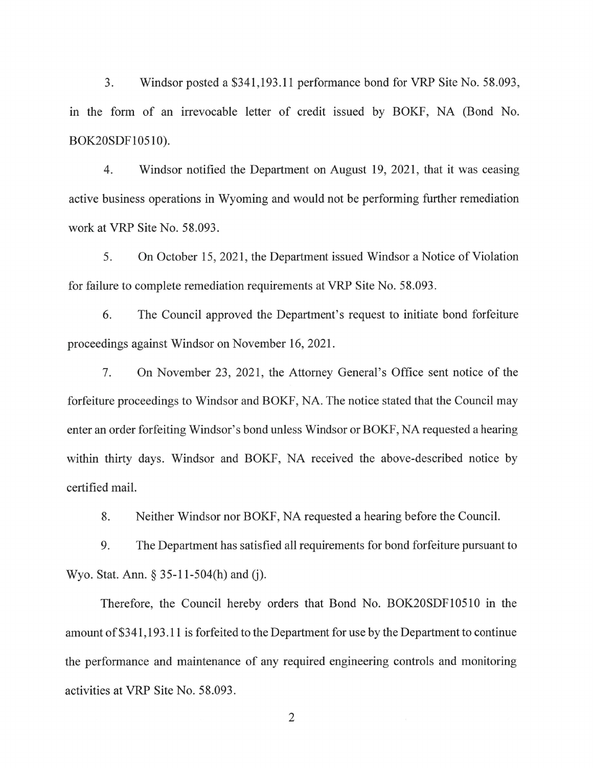3. Windsor posted a $341,193.11 performance bond for VRP Site No. 58.093, in the form of an irrevocable letter of credit issued by BOKF, NA (Bond No. BOK20SDF10510).

4. Windsor notified the Department on August 19, 2021, that it was ceasing active business operations in Wyoming and would not be performing further remediation work at VRP Site No. 58.093.

5. On October 15, 2021, the Department issued Windsor a Notice of Violation for failure to complete remediation requirements at VRP Site No. 58.093.

6. The Council approved the Department's request to initiate bond forfeiture proceedings against Windsor on November 16, 2021.

7. On November 23, 2021, the Attorney General's Office sent notice of the forfeiture proceedings to Windsor and BOKF, NA. The notice stated that the Council may enter an order forfeiting Windsor's bond unless Windsor or BOKF, NA requested a hearing within thirty days. Windsor and BOKF, NA received the above-described notice by certified mail.

8. Neither Windsor nor BOKF, NA requested a hearing before the Council.

9. The Department has satisfied all requirements for bond forfeiture pursuant to Wyo. Stat. Ann. § 35-11-504(h) and (j).

Therefore, the Council hereby orders that Bond No. BOK20SDF10510 in the amount of $341,193.11 is forfeited to the Department for use by the Department to continue the performance and maintenance of any required engineering controls and monitoring activities at VRP Site No. 58.093.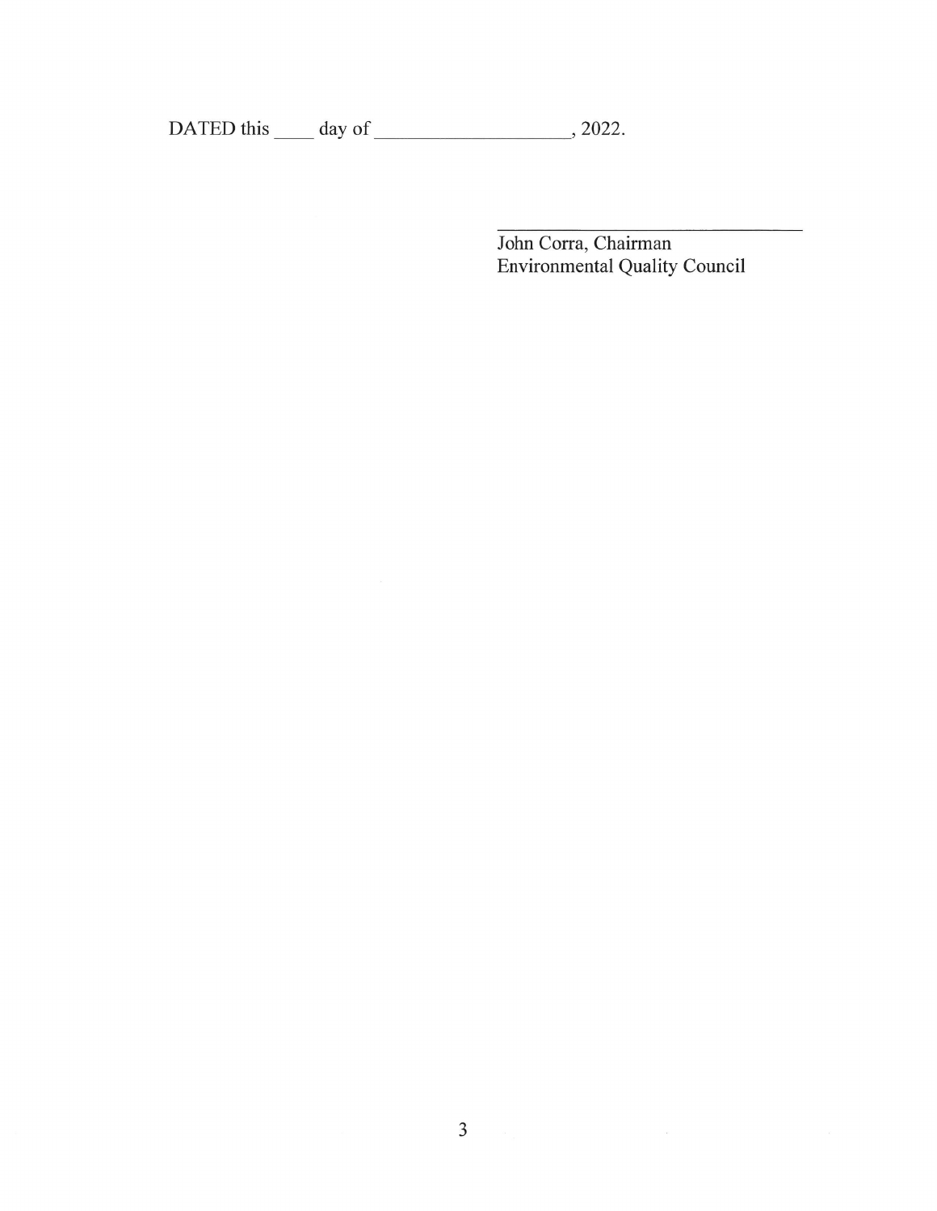DATED this ____ day of ___________________, 2022.

_______________________________
John Corra, Chairman
Environmental Quality Council